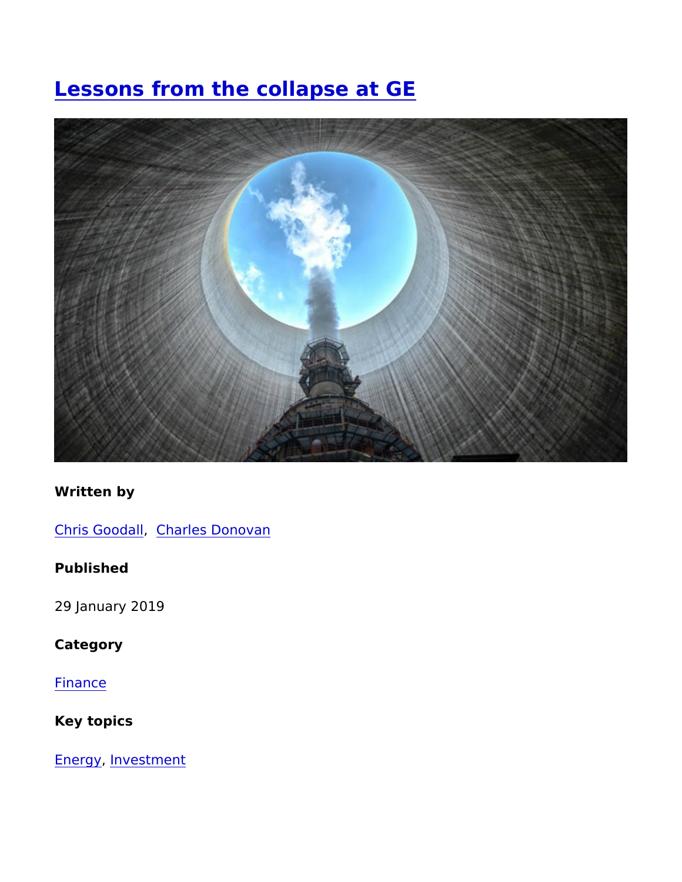# Lessons from the collapse at GE

**Written by**

Chris Goodall, Charles Donovan

**Published**

29 January 2019

**Category**

Finance

**Key topics**

Energy, Investment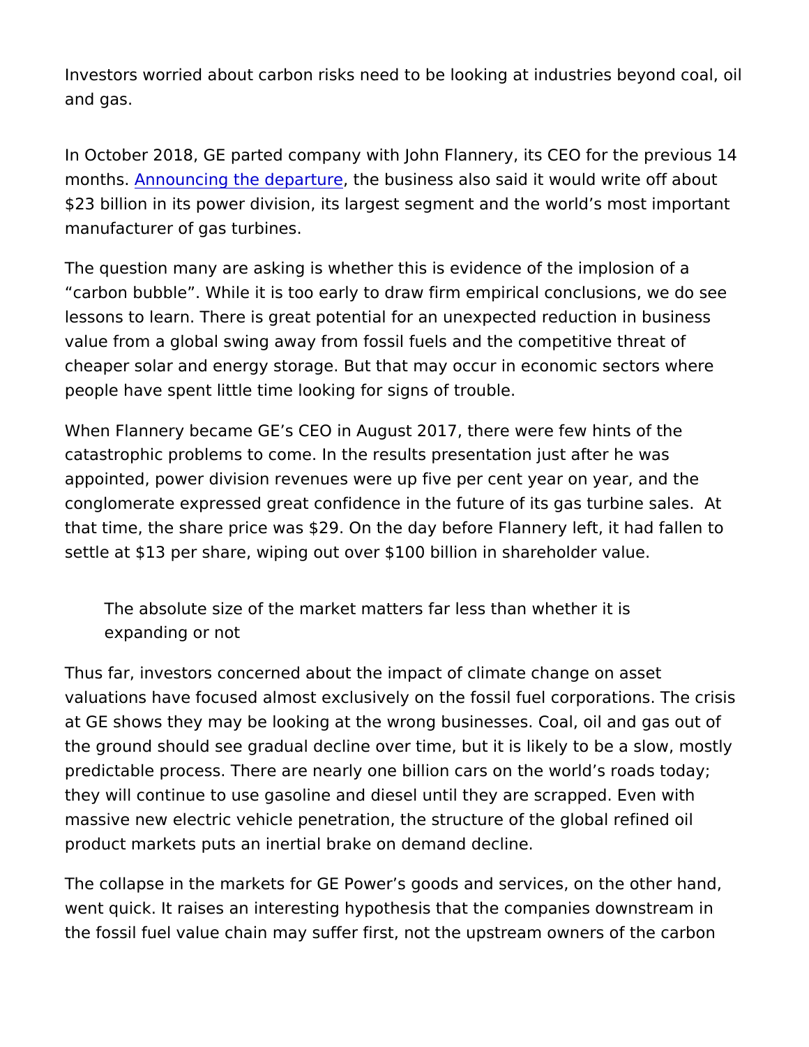Investors worried about carbon risks need to be looking at industries beyond coal, oil and gas.

In October 2018, GE parted company with John Flannery, its CEO for the previous 14 months. Announcing the departure, the business also said it would write off about $23 billion in its power division, its largest segment and the world's most important manufacturer of gas turbines.

The question many are asking is whether this is evidence of the implosion of a "carbon bubble". While it is too early to draw firm empirical conclusions, we do see lessons to learn. There is great potential for an unexpected reduction in business value from a global swing away from fossil fuels and the competitive threat of cheaper solar and energy storage. But that may occur in economic sectors where people have spent little time looking for signs of trouble.

When Flannery became GE's CEO in August 2017, there were few hints of the catastrophic problems to come. In the results presentation just after he was appointed, power division revenues were up five per cent year on year, and the conglomerate expressed great confidence in the future of its gas turbine sales. At that time, the share price was $29. On the day before Flannery left, it had fallen to settle at $13 per share, wiping out over $100 billion in shareholder value.

> The absolute size of the market matters far less than whether it is expanding or not

Thus far, investors concerned about the impact of climate change on asset valuations have focused almost exclusively on the fossil fuel corporations. The crisis at GE shows they may be looking at the wrong businesses. Coal, oil and gas out of the ground should see gradual decline over time, but it is likely to be a slow, mostly predictable process. There are nearly one billion cars on the world's roads today; they will continue to use gasoline and diesel until they are scrapped. Even with massive new electric vehicle penetration, the structure of the global refined oil product markets puts an inertial brake on demand decline.

The collapse in the markets for GE Power's goods and services, on the other hand, went quick. It raises an interesting hypothesis that the companies downstream in the fossil fuel value chain may suffer first, not the upstream owners of the carbon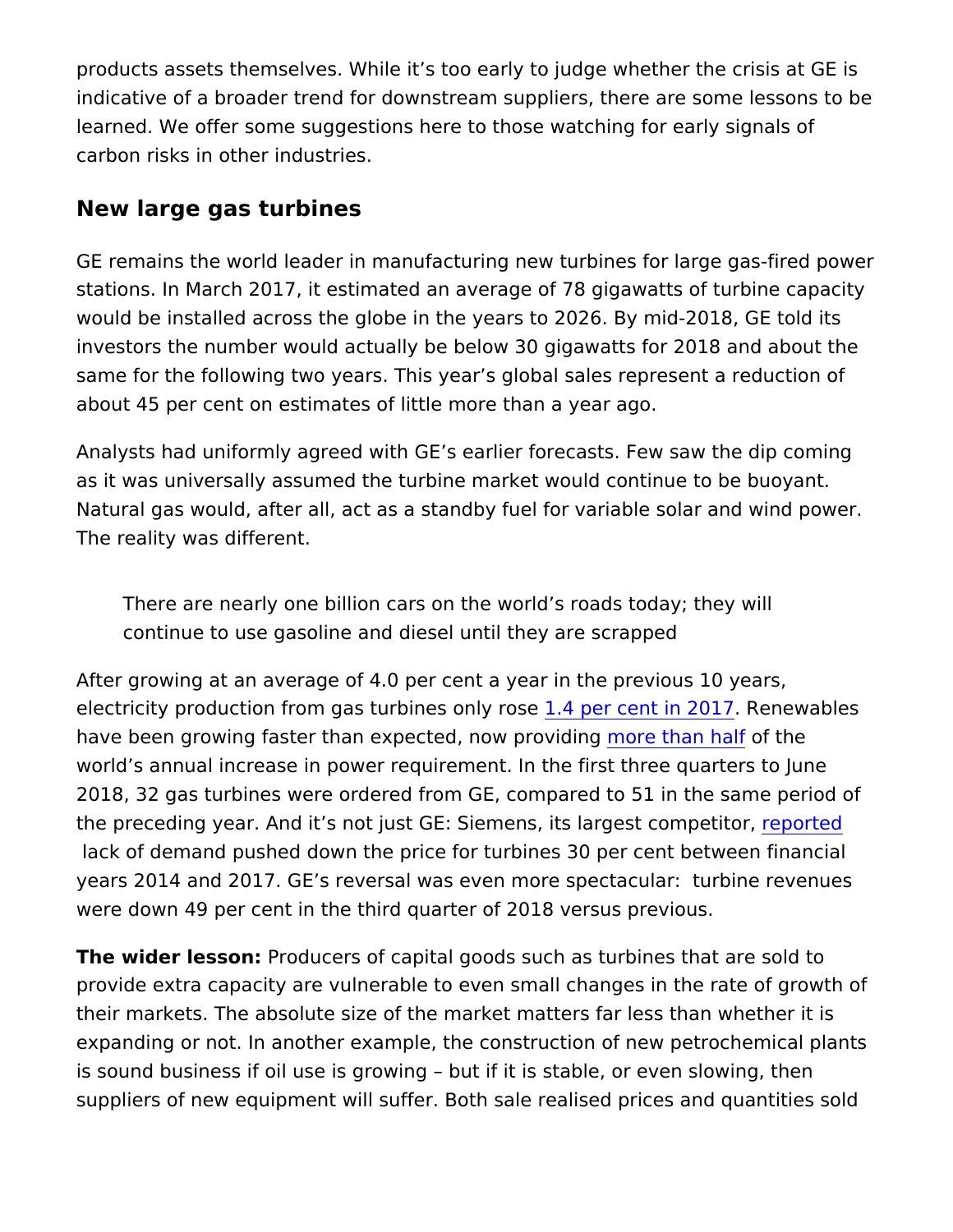products assets themselves. While it's too early to judge whether the crisis at GE is indicative of a broader trend for downstream suppliers, there are some lessons to be learned. We offer some suggestions here to those watching for early signals of carbon risks in other industries.

## New large gas turbines

GE remains the world leader in manufacturing new turbines for large gas-fired power stations. In March 2017, it estimated an average of 78 gigawatts of turbine capacity would be installed across the globe in the years to 2026. By mid-2018, GE told its investors the number would actually be below 30 gigawatts for 2018 and about the same for the following two years. This year's global sales represent a reduction of about 45 per cent on estimates of little more than a year ago.

Analysts had uniformly agreed with GE's earlier forecasts. Few saw the dip coming as it was universally assumed the turbine market would continue to be buoyant. Natural gas would, after all, act as a standby fuel for variable solar and wind power. The reality was different.

> There are nearly one billion cars on the world's roads today; they will continue to use gasoline and diesel until they are scrapped

After growing at an average of 4.0 per cent a year in the previous 10 years, electricity production from gas turbines only rose 1.4 per cent in 2017. Renewables have been growing faster than expected, now providing more than half of the world's annual increase in power requirement. In the first three quarters to June 2018, 32 gas turbines were ordered from GE, compared to 51 in the same period of the preceding year. And it's not just GE: Siemens, its largest competitor, reported lack of demand pushed down the price for turbines 30 per cent between financial years 2014 and 2017. GE's reversal was even more spectacular: turbine revenues were down 49 per cent in the third quarter of 2018 versus previous.

**The wider lesson:** Producers of capital goods such as turbines that are sold to provide extra capacity are vulnerable to even small changes in the rate of growth of their markets. The absolute size of the market matters far less than whether it is expanding or not. In another example, the construction of new petrochemical plants is sound business if oil use is growing – but if it is stable, or even slowing, then suppliers of new equipment will suffer. Both sale realised prices and quantities sold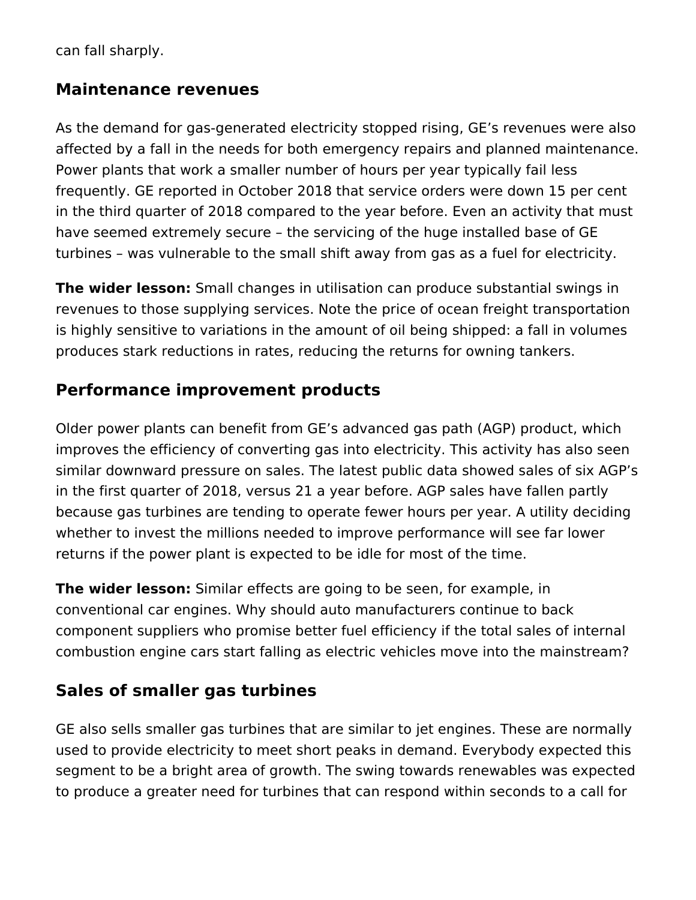can fall sharply.

## Maintenance revenues

As the demand for gas-generated electricity stopped rising, GE's revenues were also affected by a fall in the needs for both emergency repairs and planned maintenance. Power plants that work a smaller number of hours per year typically fail less frequently. GE reported in October 2018 that service orders were down 15 per cent in the third quarter of 2018 compared to the year before. Even an activity that must have seemed extremely secure – the servicing of the huge installed base of GE turbines – was vulnerable to the small shift away from gas as a fuel for electricity.

**The wider lesson:** Small changes in utilisation can produce substantial swings in revenues to those supplying services. Note the price of ocean freight transportation is highly sensitive to variations in the amount of oil being shipped: a fall in volumes produces stark reductions in rates, reducing the returns for owning tankers.

## Performance improvement products

Older power plants can benefit from GE's advanced gas path (AGP) product, which improves the efficiency of converting gas into electricity. This activity has also seen similar downward pressure on sales. The latest public data showed sales of six AGP's in the first quarter of 2018, versus 21 a year before. AGP sales have fallen partly because gas turbines are tending to operate fewer hours per year. A utility deciding whether to invest the millions needed to improve performance will see far lower returns if the power plant is expected to be idle for most of the time.

**The wider lesson:** Similar effects are going to be seen, for example, in conventional car engines. Why should auto manufacturers continue to back component suppliers who promise better fuel efficiency if the total sales of internal combustion engine cars start falling as electric vehicles move into the mainstream?

## Sales of smaller gas turbines

GE also sells smaller gas turbines that are similar to jet engines. These are normally used to provide electricity to meet short peaks in demand. Everybody expected this segment to be a bright area of growth. The swing towards renewables was expected to produce a greater need for turbines that can respond within seconds to a call for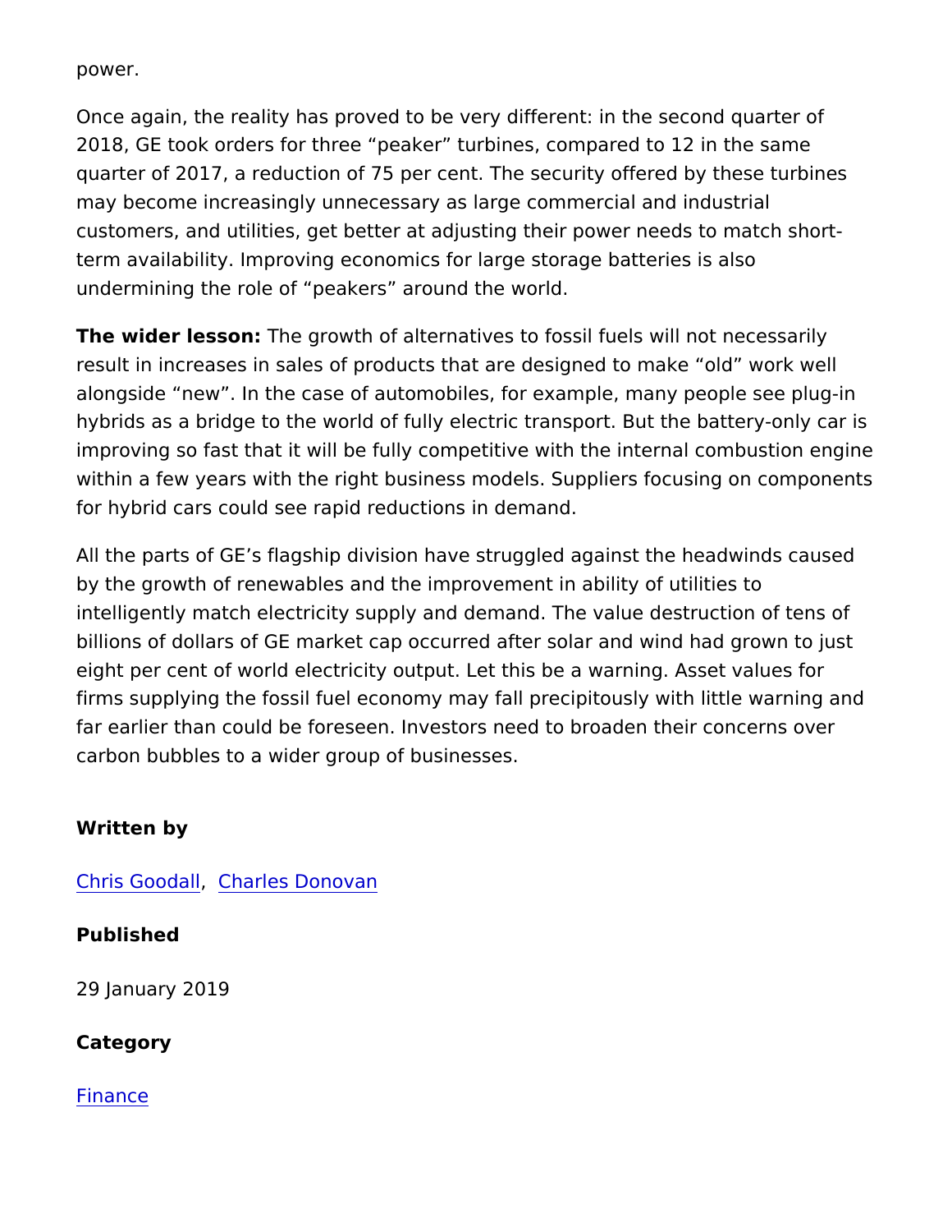power.

Once again, the reality has proved to be very different: in the second quarter of 2018, GE took orders for three “peaker” turbines, compared to 12 in the same quarter of 2017, a reduction of 75 per cent. The security offered by these turbines may become increasingly unnecessary as large commercial and industrial customers, and utilities, get better at adjusting their power needs to match short-term availability. Improving economics for large storage batteries is also undermining the role of “peakers” around the world.

**The wider lesson:** The growth of alternatives to fossil fuels will not necessarily result in increases in sales of products that are designed to make “old” work well alongside “new”. In the case of automobiles, for example, many people see plug-in hybrids as a bridge to the world of fully electric transport. But the battery-only car is improving so fast that it will be fully competitive with the internal combustion engine within a few years with the right business models. Suppliers focusing on components for hybrid cars could see rapid reductions in demand.

All the parts of GE’s flagship division have struggled against the headwinds caused by the growth of renewables and the improvement in ability of utilities to intelligently match electricity supply and demand. The value destruction of tens of billions of dollars of GE market cap occurred after solar and wind had grown to just eight per cent of world electricity output. Let this be a warning. Asset values for firms supplying the fossil fuel economy may fall precipitously with little warning and far earlier than could be foreseen. Investors need to broaden their concerns over carbon bubbles to a wider group of businesses.

**Written by**

Chris Goodall, Charles Donovan

**Published**

29 January 2019

**Category**

Finance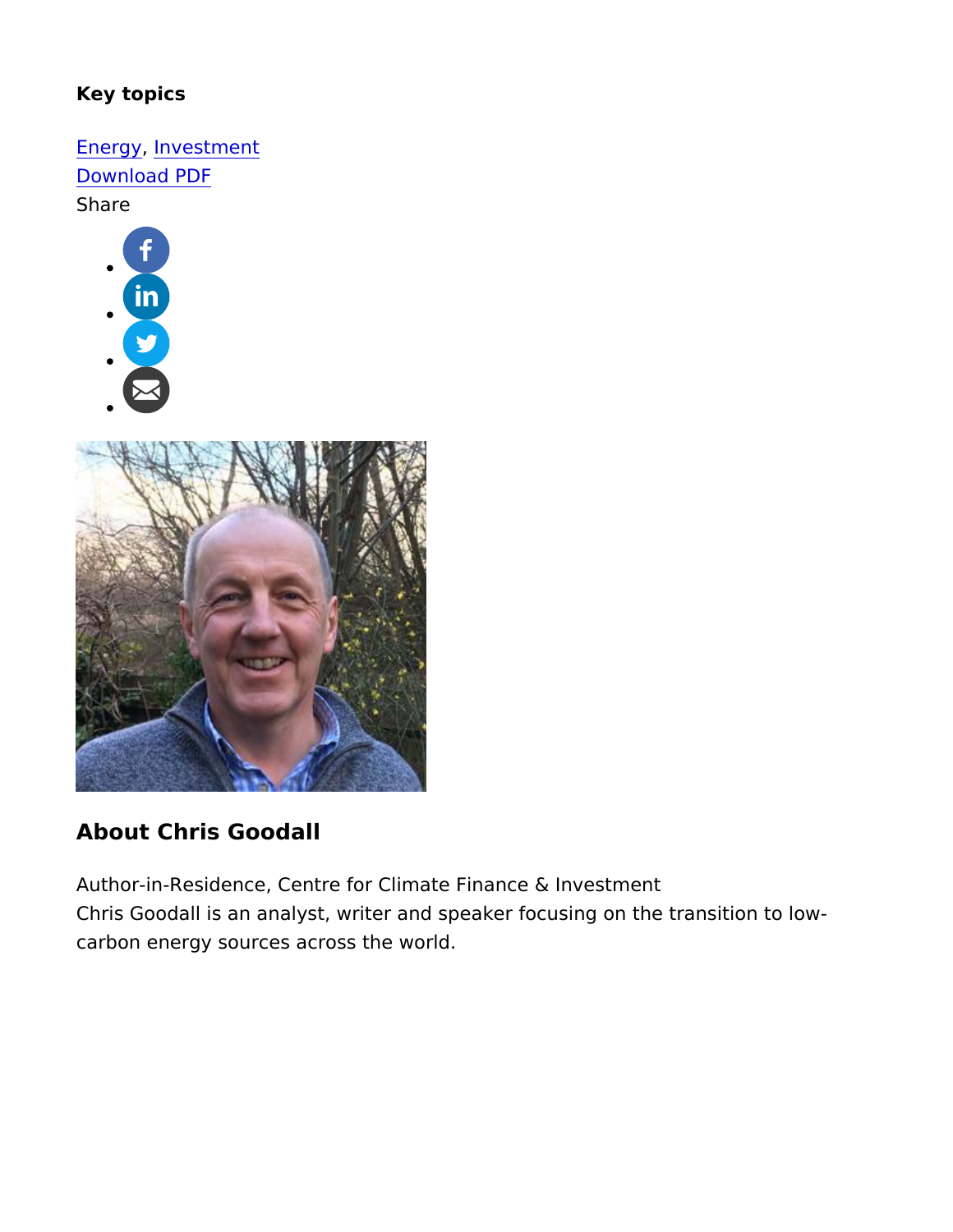**Key topics**

Energy, Investment

Download PDF

Share

## About Chris Goodall

Author-in-Residence, Centre for Climate Finance & Investment

Chris Goodall is an analyst, writer and speaker focusing on the transition to low-carbon energy sources across the world.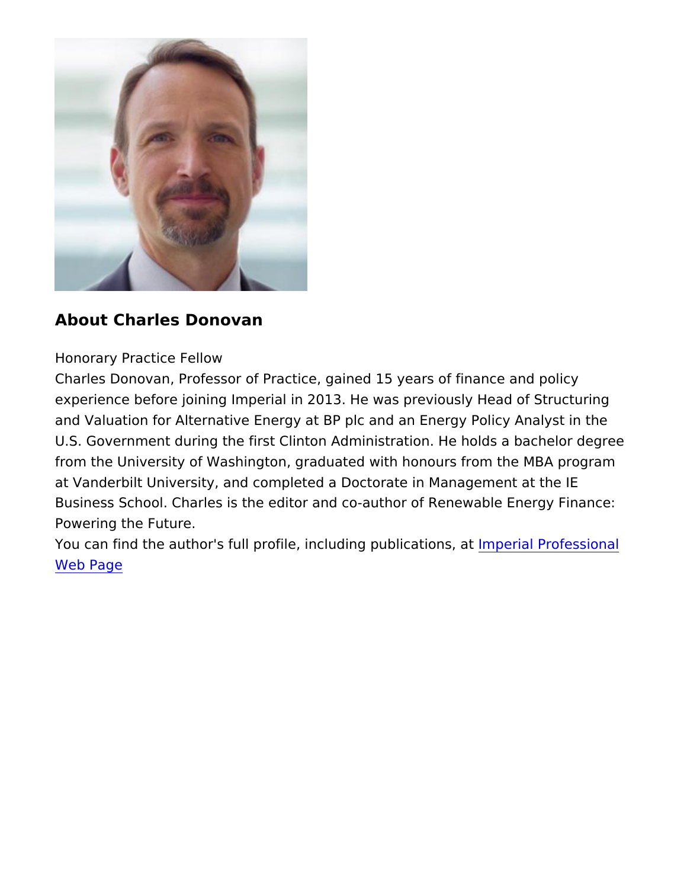## About Charles Donovan

Honorary Practice Fellow

Charles Donovan, Professor of Practice, gained 15 years of finance and policy experience before joining Imperial in 2013. He was previously Head of Structuring and Valuation for Alternative Energy at BP plc and an Energy Policy Analyst in the U.S. Government during the first Clinton Administration. He holds a bachelor degree from the University of Washington, graduated with honours from the MBA program at Vanderbilt University, and completed a Doctorate in Management at the IE Business School. Charles is the editor and co-author of Renewable Energy Finance: Powering the Future.

You can find the author's full profile, including publications, at Imperial Professional Web Page